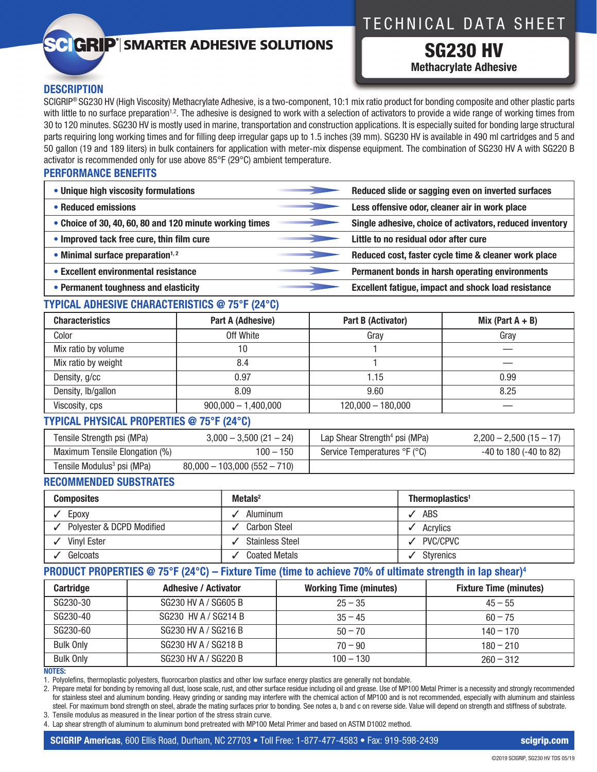SCIGRIP® | SMARTER ADHESIVE SOLUTIONS

# TECHNICAL DATA SHEET

# SG230 HV

## Methacrylate Adhesive

## DESCRIPTION

SCIGRIP® SG230 HV (High Viscosity) Methacrylate Adhesive, is a two-component, 10:1 mix ratio product for bonding composite and other plastic parts with little to no surface preparation[1,2]. The adhesive is designed to work with a selection of activators to provide a wide range of working times from 30 to 120 minutes. SG230 HV is mostly used in marine, transportation and construction applications. It is especially suited for bonding large structural parts requiring long working times and for filling deep irregular gaps up to 1.5 inches (39 mm). SG230 HV is available in 490 ml cartridges and 5 and 50 gallon (19 and 189 liters) in bulk containers for application with meter-mix dispense equipment. The combination of SG230 HV A with SG220 B activator is recommended only for use above 85°F (29°C) ambient temperature.

## PERFORMANCE BENEFITS

| Benefit | Result |
|---|---|
| • **Unique high viscosity formulations** | **Reduced slide or sagging even on inverted surfaces** |
| • **Reduced emissions** | **Less offensive odor, cleaner air in work place** |
| • **Choice of 30, 40, 60, 80 and 120 minute working times** | **Single adhesive, choice of activators, reduced inventory** |
| • **Improved tack free cure, thin film cure** | **Little to no residual odor after cure** |
| • **Minimal surface preparation[1,2]** | **Reduced cost, faster cycle time & cleaner work place** |
| • **Excellent environmental resistance** | **Permanent bonds in harsh operating environments** |
| • **Permanent toughness and elasticity** | **Excellent fatigue, impact and shock load resistance** |

## TYPICAL ADHESIVE CHARACTERISTICS @ 75°F (24°C)

| Characteristics | Part A (Adhesive) | Part B (Activator) | Mix (Part A + B) |
|---|---|---|---|
| Color | Off White | Gray | Gray |
| Mix ratio by volume | 10 | 1 | — |
| Mix ratio by weight | 8.4 | 1 | — |
| Density, g/cc | 0.97 | 1.15 | 0.99 |
| Density, lb/gallon | 8.09 | 9.60 | 8.25 |
| Viscosity, cps | 900,000 – 1,400,000 | 120,000 – 180,000 | — |

## TYPICAL PHYSICAL PROPERTIES @ 75°F (24°C)

| Property | Value | Property | Value |
|---|---|---|---|
| Tensile Strength psi (MPa) | 3,000 – 3,500 (21 – 24) | Lap Shear Strength[4] psi (MPa) | 2,200 – 2,500 (15 – 17) |
| Maximum Tensile Elongation (%) | 100 – 150 | Service Temperatures °F (°C) | -40 to 180 (-40 to 82) |
| Tensile Modulus[3] psi (MPa) | 80,000 – 103,000 (552 – 710) | | |

## RECOMMENDED SUBSTRATES

| Composites | Metals[2] | Thermoplastics[1] |
|---|---|---|
| ✓ Epoxy | ✓ Aluminum | ✓ ABS |
| ✓ Polyester & DCPD Modified | ✓ Carbon Steel | ✓ Acrylics |
| ✓ Vinyl Ester | ✓ Stainless Steel | ✓ PVC/CPVC |
| ✓ Gelcoats | ✓ Coated Metals | ✓ Styrenics |

## PRODUCT PROPERTIES @ 75°F (24°C) – Fixture Time (time to achieve 70% of ultimate strength in lap shear)[4]

| Cartridge | Adhesive / Activator | Working Time (minutes) | Fixture Time (minutes) |
|---|---|---|---|
| SG230-30 | SG230 HV A / SG605 B | 25 – 35 | 45 – 55 |
| SG230-40 | SG230 HV A / SG214 B | 35 – 45 | 60 – 75 |
| SG230-60 | SG230 HV A / SG216 B | 50 – 70 | 140 – 170 |
| Bulk Only | SG230 HV A / SG218 B | 70 – 90 | 180 – 210 |
| Bulk Only | SG230 HV A / SG220 B | 100 – 130 | 260 – 312 |

**NOTES:**

1. Polyolefins, thermoplastic polyesters, fluorocarbon plastics and other low surface energy plastics are generally not bondable.
2. Prepare metal for bonding by removing all dust, loose scale, rust, and other surface residue including oil and grease. Use of MP100 Metal Primer is a necessity and strongly recommended for stainless steel and aluminum bonding. Heavy grinding or sanding may interfere with the chemical action of MP100 and is not recommended, especially with aluminum and stainless steel. For maximum bond strength on steel, abrade the mating surfaces prior to bonding. See notes a, b and c on reverse side. Value will depend on strength and stiffness of substrate.
3. Tensile modulus as measured in the linear portion of the stress strain curve.
4. Lap shear strength of aluminum to aluminum bond pretreated with MP100 Metal Primer and based on ASTM D1002 method.

**SCIGRIP Americas**, 600 Ellis Road, Durham, NC 27703 • Toll Free: 1-877-477-4583 • Fax: 919-598-2439 **scigrip.com**

©2019 SCIGRIP, SG230 HV TDS 05/19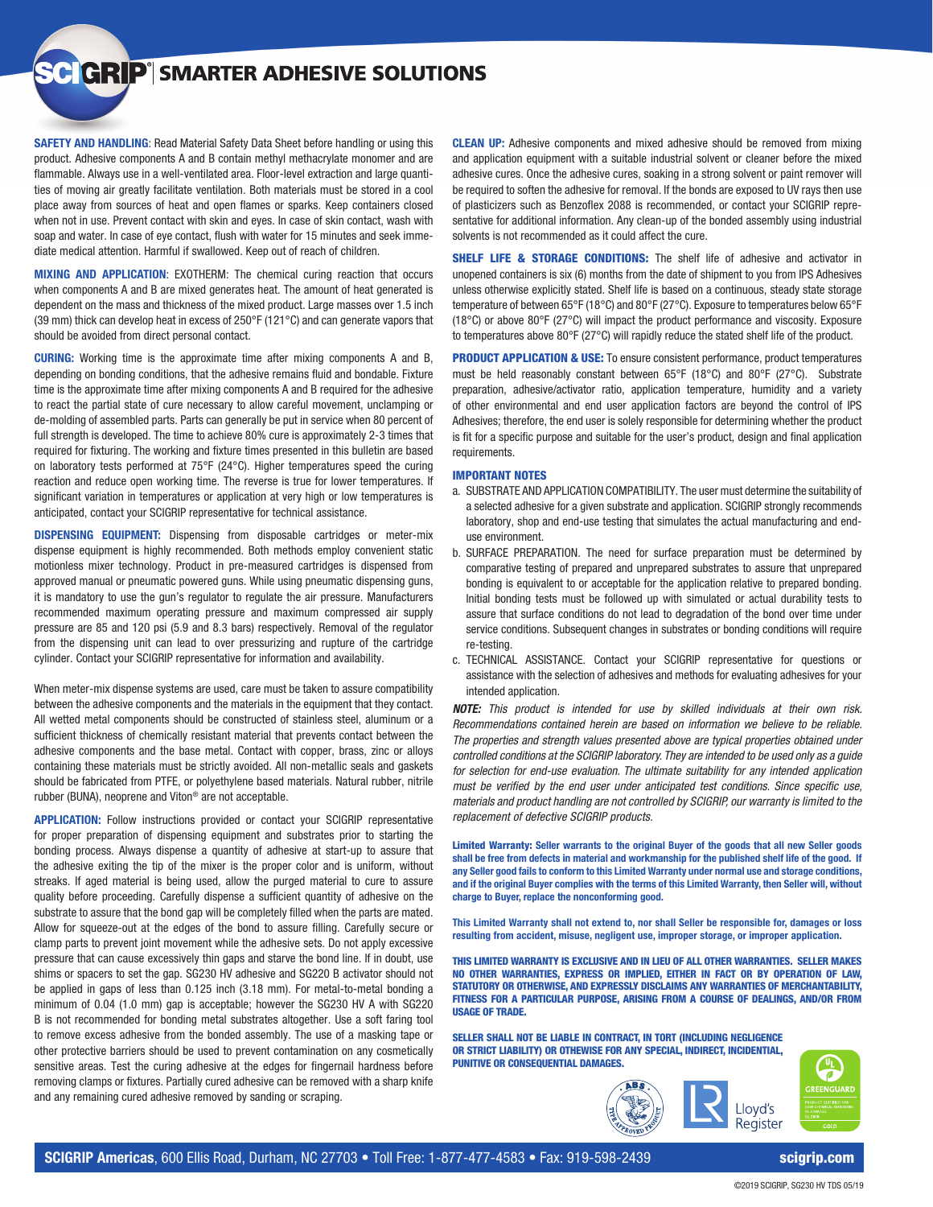**SAFETY AND HANDLING**: Read Material Safety Data Sheet before handling or using this product. Adhesive components A and B contain methyl methacrylate monomer and are flammable. Always use in a well-ventilated area. Floor-level extraction and large quantities of moving air greatly facilitate ventilation. Both materials must be stored in a cool place away from sources of heat and open flames or sparks. Keep containers closed when not in use. Prevent contact with skin and eyes. In case of skin contact, wash with soap and water. In case of eye contact, flush with water for 15 minutes and seek immediate medical attention. Harmful if swallowed. Keep out of reach of children.

**MIXING AND APPLICATION**: EXOTHERM: The chemical curing reaction that occurs when components A and B are mixed generates heat. The amount of heat generated is dependent on the mass and thickness of the mixed product. Large masses over 1.5 inch (39 mm) thick can develop heat in excess of 250°F (121°C) and can generate vapors that should be avoided from direct personal contact.

**CURING:** Working time is the approximate time after mixing components A and B, depending on bonding conditions, that the adhesive remains fluid and bondable. Fixture time is the approximate time after mixing components A and B required for the adhesive to react the partial state of cure necessary to allow careful movement, unclamping or de-molding of assembled parts. Parts can generally be put in service when 80 percent of full strength is developed. The time to achieve 80% cure is approximately 2-3 times that required for fixturing. The working and fixture times presented in this bulletin are based on laboratory tests performed at 75°F (24°C). Higher temperatures speed the curing reaction and reduce open working time. The reverse is true for lower temperatures. If significant variation in temperatures or application at very high or low temperatures is anticipated, contact your SCIGRIP representative for technical assistance.

**DISPENSING EQUIPMENT:** Dispensing from disposable cartridges or meter-mix dispense equipment is highly recommended. Both methods employ convenient static motionless mixer technology. Product in pre-measured cartridges is dispensed from approved manual or pneumatic powered guns. While using pneumatic dispensing guns, it is mandatory to use the gun's regulator to regulate the air pressure. Manufacturers recommended maximum operating pressure and maximum compressed air supply pressure are 85 and 120 psi (5.9 and 8.3 bars) respectively. Removal of the regulator from the dispensing unit can lead to over pressurizing and rupture of the cartridge cylinder. Contact your SCIGRIP representative for information and availability.

When meter-mix dispense systems are used, care must be taken to assure compatibility between the adhesive components and the materials in the equipment that they contact. All wetted metal components should be constructed of stainless steel, aluminum or a sufficient thickness of chemically resistant material that prevents contact between the adhesive components and the base metal. Contact with copper, brass, zinc or alloys containing these materials must be strictly avoided. All non-metallic seals and gaskets should be fabricated from PTFE, or polyethylene based materials. Natural rubber, nitrile rubber (BUNA), neoprene and Viton® are not acceptable.

**APPLICATION:** Follow instructions provided or contact your SCIGRIP representative for proper preparation of dispensing equipment and substrates prior to starting the bonding process. Always dispense a quantity of adhesive at start-up to assure that the adhesive exiting the tip of the mixer is the proper color and is uniform, without streaks. If aged material is being used, allow the purged material to cure to assure quality before proceeding. Carefully dispense a sufficient quantity of adhesive on the substrate to assure that the bond gap will be completely filled when the parts are mated. Allow for squeeze-out at the edges of the bond to assure filling. Carefully secure or clamp parts to prevent joint movement while the adhesive sets. Do not apply excessive pressure that can cause excessively thin gaps and starve the bond line. If in doubt, use shims or spacers to set the gap. SG230 HV adhesive and SG220 B activator should not be applied in gaps of less than 0.125 inch (3.18 mm). For metal-to-metal bonding a minimum of 0.04 (1.0 mm) gap is acceptable; however the SG230 HV A with SG220 B is not recommended for bonding metal substrates altogether. Use a soft faring tool to remove excess adhesive from the bonded assembly. The use of a masking tape or other protective barriers should be used to prevent contamination on any cosmetically sensitive areas. Test the curing adhesive at the edges for fingernail hardness before removing clamps or fixtures. Partially cured adhesive can be removed with a sharp knife and any remaining cured adhesive removed by sanding or scraping.

**CLEAN UP:** Adhesive components and mixed adhesive should be removed from mixing and application equipment with a suitable industrial solvent or cleaner before the mixed adhesive cures. Once the adhesive cures, soaking in a strong solvent or paint remover will be required to soften the adhesive for removal. If the bonds are exposed to UV rays then use of plasticizers such as Benzoflex 2088 is recommended, or contact your SCIGRIP representative for additional information. Any clean-up of the bonded assembly using industrial solvents is not recommended as it could affect the cure.

**SHELF LIFE & STORAGE CONDITIONS:** The shelf life of adhesive and activator in unopened containers is six (6) months from the date of shipment to you from IPS Adhesives unless otherwise explicitly stated. Shelf life is based on a continuous, steady state storage temperature of between 65°F (18°C) and 80°F (27°C). Exposure to temperatures below 65°F (18°C) or above 80°F (27°C) will impact the product performance and viscosity. Exposure to temperatures above 80°F (27°C) will rapidly reduce the stated shelf life of the product.

**PRODUCT APPLICATION & USE:** To ensure consistent performance, product temperatures must be held reasonably constant between 65°F (18°C) and 80°F (27°C). Substrate preparation, adhesive/activator ratio, application temperature, humidity and a variety of other environmental and end user application factors are beyond the control of IPS Adhesives; therefore, the end user is solely responsible for determining whether the product is fit for a specific purpose and suitable for the user's product, design and final application requirements.

**IMPORTANT NOTES**

a. SUBSTRATE AND APPLICATION COMPATIBILITY. The user must determine the suitability of a selected adhesive for a given substrate and application. SCIGRIP strongly recommends laboratory, shop and end-use testing that simulates the actual manufacturing and end-use environment.

b. SURFACE PREPARATION. The need for surface preparation must be determined by comparative testing of prepared and unprepared substrates to assure that unprepared bonding is equivalent to or acceptable for the application relative to prepared bonding. Initial bonding tests must be followed up with simulated or actual durability tests to assure that surface conditions do not lead to degradation of the bond over time under service conditions. Subsequent changes in substrates or bonding conditions will require re-testing.

c. TECHNICAL ASSISTANCE. Contact your SCIGRIP representative for questions or assistance with the selection of adhesives and methods for evaluating adhesives for your intended application.

***NOTE:*** *This product is intended for use by skilled individuals at their own risk. Recommendations contained herein are based on information we believe to be reliable. The properties and strength values presented above are typical properties obtained under controlled conditions at the SCIGRIP laboratory. They are intended to be used only as a guide for selection for end-use evaluation. The ultimate suitability for any intended application must be verified by the end user under anticipated test conditions. Since specific use, materials and product handling are not controlled by SCIGRIP, our warranty is limited to the replacement of defective SCIGRIP products.*

**Limited Warranty: Seller warrants to the original Buyer of the goods that all new Seller goods shall be free from defects in material and workmanship for the published shelf life of the good. If any Seller good fails to conform to this Limited Warranty under normal use and storage conditions, and if the original Buyer complies with the terms of this Limited Warranty, then Seller will, without charge to Buyer, replace the nonconforming good.**

**This Limited Warranty shall not extend to, nor shall Seller be responsible for, damages or loss resulting from accident, misuse, negligent use, improper storage, or improper application.**

**THIS LIMITED WARRANTY IS EXCLUSIVE AND IN LIEU OF ALL OTHER WARRANTIES. SELLER MAKES NO OTHER WARRANTIES, EXPRESS OR IMPLIED, EITHER IN FACT OR BY OPERATION OF LAW, STATUTORY OR OTHERWISE, AND EXPRESSLY DISCLAIMS ANY WARRANTIES OF MERCHANTABILITY, FITNESS FOR A PARTICULAR PURPOSE, ARISING FROM A COURSE OF DEALINGS, AND/OR FROM USAGE OF TRADE.**

**SELLER SHALL NOT BE LIABLE IN CONTRACT, IN TORT (INCLUDING NEGLIGENCE OR STRICT LIABILITY) OR OTHEWISE FOR ANY SPECIAL, INDIRECT, INCIDENTIAL, PUNITIVE OR CONSEQUENTIAL DAMAGES.**

**SCIGRIP Americas**, 600 Ellis Road, Durham, NC 27703 • Toll Free: 1-877-477-4583 • Fax: 919-598-2439 **scigrip.com**

©2019 SCIGRIP, SG230 HV TDS 05/19